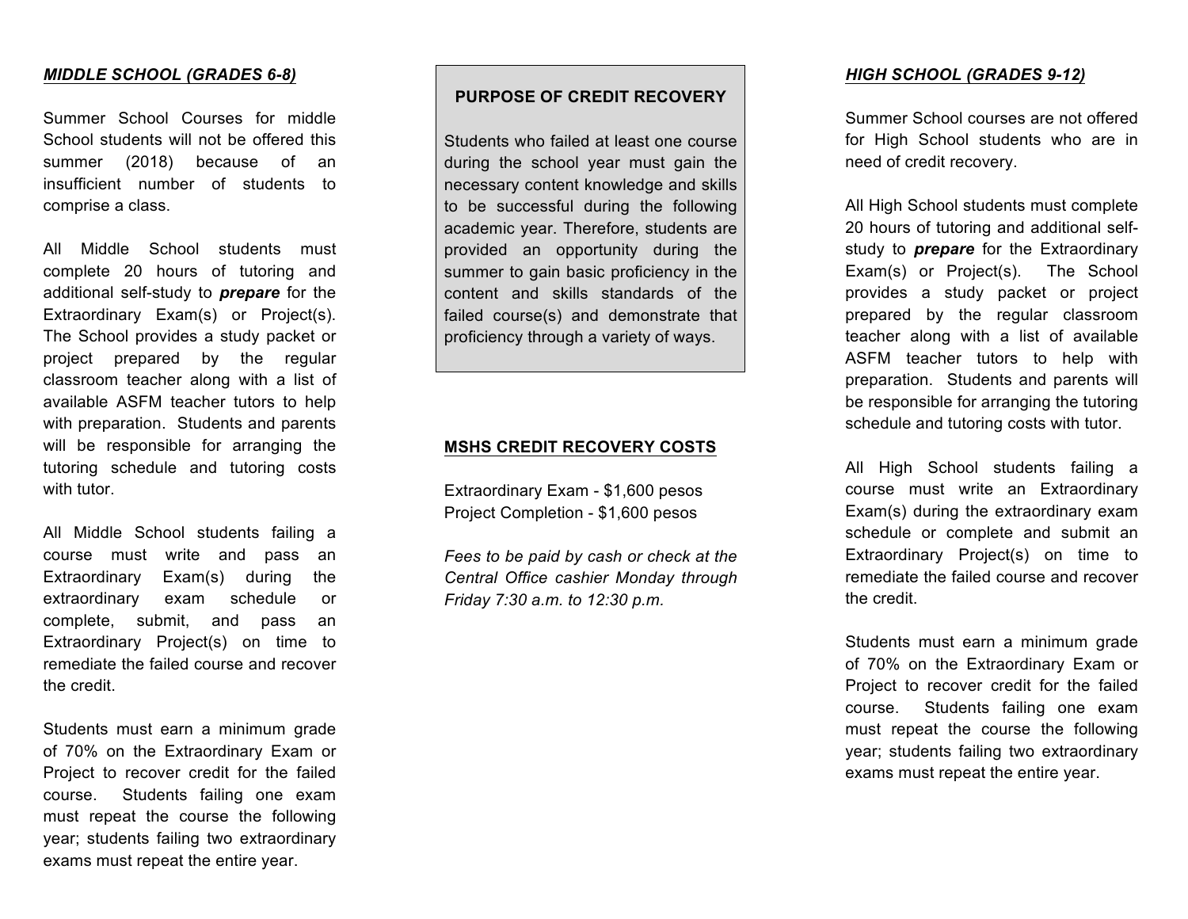## ***MIDDLE SCHOOL (GRADES 6-8)***

Summer School Courses for middle School students will not be offered this summer (2018) because of an insufficient number of students to comprise a class.

All Middle School students must complete 20 hours of tutoring and additional self-study to ***prepare*** for the Extraordinary Exam(s) or Project(s). The School provides a study packet or project prepared by the regular classroom teacher along with a list of available ASFM teacher tutors to help with preparation. Students and parents will be responsible for arranging the tutoring schedule and tutoring costs with tutor.

All Middle School students failing a course must write and pass an Extraordinary Exam(s) during the extraordinary exam schedule or complete, submit, and pass an Extraordinary Project(s) on time to remediate the failed course and recover the credit.

Students must earn a minimum grade of 70% on the Extraordinary Exam or Project to recover credit for the failed course. Students failing one exam must repeat the course the following year; students failing two extraordinary exams must repeat the entire year.

## PURPOSE OF CREDIT RECOVERY

Students who failed at least one course during the school year must gain the necessary content knowledge and skills to be successful during the following academic year. Therefore, students are provided an opportunity during the summer to gain basic proficiency in the content and skills standards of the failed course(s) and demonstrate that proficiency through a variety of ways.

## MSHS CREDIT RECOVERY COSTS

Extraordinary Exam - $1,600 pesos
Project Completion - $1,600 pesos

*Fees to be paid by cash or check at the Central Office cashier Monday through Friday 7:30 a.m. to 12:30 p.m.*

## ***HIGH SCHOOL (GRADES 9-12)***

Summer School courses are not offered for High School students who are in need of credit recovery.

All High School students must complete 20 hours of tutoring and additional self-study to ***prepare*** for the Extraordinary Exam(s) or Project(s). The School provides a study packet or project prepared by the regular classroom teacher along with a list of available ASFM teacher tutors to help with preparation. Students and parents will be responsible for arranging the tutoring schedule and tutoring costs with tutor.

All High School students failing a course must write an Extraordinary Exam(s) during the extraordinary exam schedule or complete and submit an Extraordinary Project(s) on time to remediate the failed course and recover the credit.

Students must earn a minimum grade of 70% on the Extraordinary Exam or Project to recover credit for the failed course. Students failing one exam must repeat the course the following year; students failing two extraordinary exams must repeat the entire year.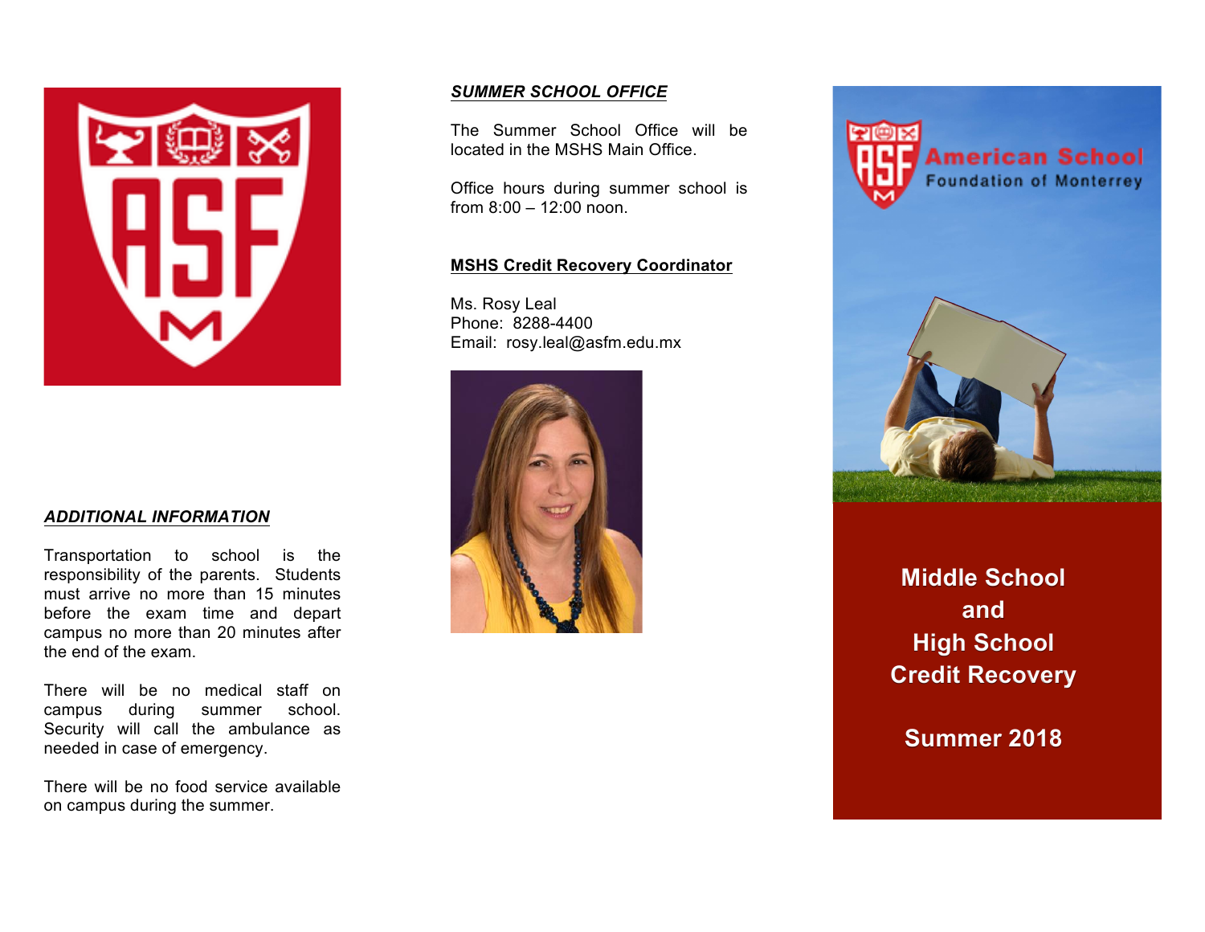## *ADDITIONAL INFORMATION*

Transportation to school is the responsibility of the parents. Students must arrive no more than 15 minutes before the exam time and depart campus no more than 20 minutes after the end of the exam.

There will be no medical staff on campus during summer school. Security will call the ambulance as needed in case of emergency.

There will be no food service available on campus during the summer.

## *SUMMER SCHOOL OFFICE*

The Summer School Office will be located in the MSHS Main Office.

Office hours during summer school is from 8:00 – 12:00 noon.

## MSHS Credit Recovery Coordinator

Ms. Rosy Leal
Phone: 8288-4400
Email: rosy.leal@asfm.edu.mx

American School Foundation of Monterrey

# Middle School and High School Credit Recovery

## Summer 2018